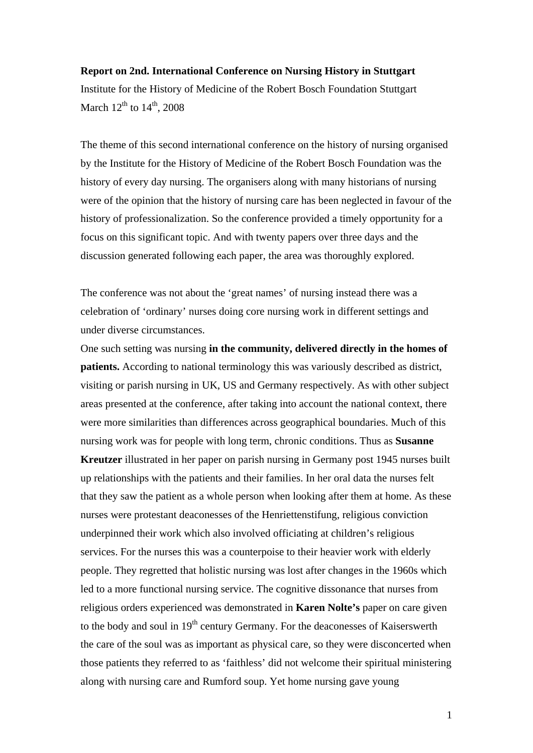**Report on 2nd. International Conference on Nursing History in Stuttgart**

Institute for the History of Medicine of the Robert Bosch Foundation Stuttgart

March 12th to 14th, 2008

The theme of this second international conference on the history of nursing organised by the Institute for the History of Medicine of the Robert Bosch Foundation was the history of every day nursing. The organisers along with many historians of nursing were of the opinion that the history of nursing care has been neglected in favour of the history of professionalization. So the conference provided a timely opportunity for a focus on this significant topic. And with twenty papers over three days and the discussion generated following each paper, the area was thoroughly explored.

The conference was not about the 'great names' of nursing instead there was a celebration of 'ordinary' nurses doing core nursing work in different settings and under diverse circumstances.

One such setting was nursing **in the community, delivered directly in the homes of patients.** According to national terminology this was variously described as district, visiting or parish nursing in UK, US and Germany respectively. As with other subject areas presented at the conference, after taking into account the national context, there were more similarities than differences across geographical boundaries. Much of this nursing work was for people with long term, chronic conditions. Thus as **Susanne Kreutzer** illustrated in her paper on parish nursing in Germany post 1945 nurses built up relationships with the patients and their families. In her oral data the nurses felt that they saw the patient as a whole person when looking after them at home. As these nurses were protestant deaconesses of the Henriettenstifung, religious conviction underpinned their work which also involved officiating at children's religious services. For the nurses this was a counterpoise to their heavier work with elderly people. They regretted that holistic nursing was lost after changes in the 1960s which led to a more functional nursing service. The cognitive dissonance that nurses from religious orders experienced was demonstrated in **Karen Nolte's** paper on care given to the body and soul in 19th century Germany. For the deaconesses of Kaiserswerth the care of the soul was as important as physical care, so they were disconcerted when those patients they referred to as 'faithless' did not welcome their spiritual ministering along with nursing care and Rumford soup. Yet home nursing gave young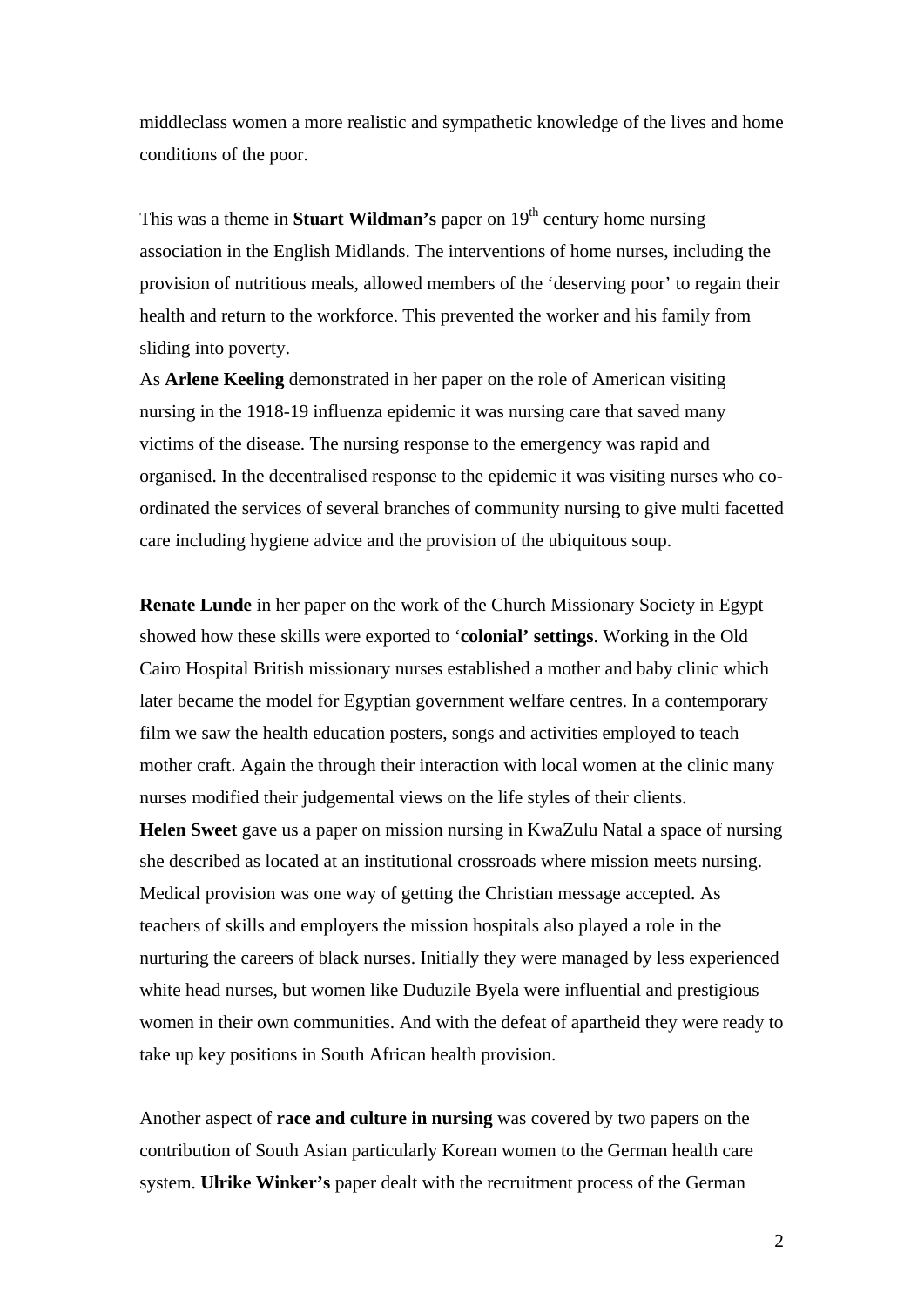middleclass women a more realistic and sympathetic knowledge of the lives and home conditions of the poor.

This was a theme in **Stuart Wildman's** paper on 19th century home nursing association in the English Midlands. The interventions of home nurses, including the provision of nutritious meals, allowed members of the 'deserving poor' to regain their health and return to the workforce. This prevented the worker and his family from sliding into poverty.

As **Arlene Keeling** demonstrated in her paper on the role of American visiting nursing in the 1918-19 influenza epidemic it was nursing care that saved many victims of the disease. The nursing response to the emergency was rapid and organised. In the decentralised response to the epidemic it was visiting nurses who co-ordinated the services of several branches of community nursing to give multi facetted care including hygiene advice and the provision of the ubiquitous soup.

**Renate Lunde** in her paper on the work of the Church Missionary Society in Egypt showed how these skills were exported to '**colonial' settings**. Working in the Old Cairo Hospital British missionary nurses established a mother and baby clinic which later became the model for Egyptian government welfare centres. In a contemporary film we saw the health education posters, songs and activities employed to teach mother craft. Again the through their interaction with local women at the clinic many nurses modified their judgemental views on the life styles of their clients.

**Helen Sweet** gave us a paper on mission nursing in KwaZulu Natal a space of nursing she described as located at an institutional crossroads where mission meets nursing. Medical provision was one way of getting the Christian message accepted. As teachers of skills and employers the mission hospitals also played a role in the nurturing the careers of black nurses. Initially they were managed by less experienced white head nurses, but women like Duduzile Byela were influential and prestigious women in their own communities. And with the defeat of apartheid they were ready to take up key positions in South African health provision.

Another aspect of **race and culture in nursing** was covered by two papers on the contribution of South Asian particularly Korean women to the German health care system. **Ulrike Winker's** paper dealt with the recruitment process of the German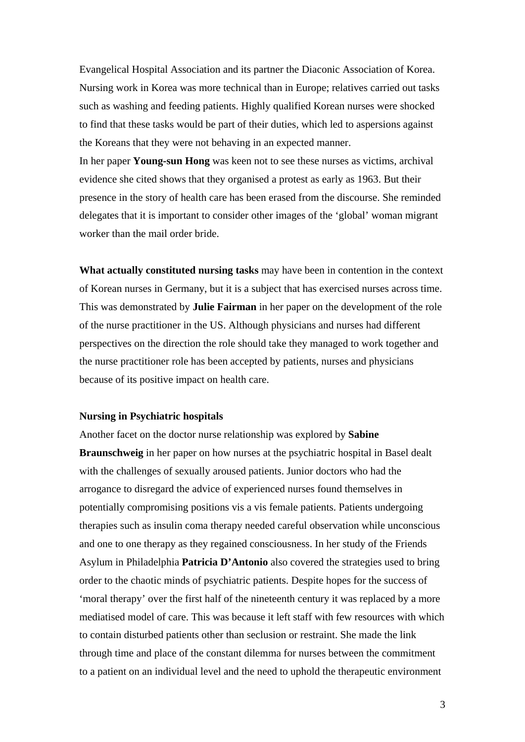Evangelical Hospital Association and its partner the Diaconic Association of Korea. Nursing work in Korea was more technical than in Europe; relatives carried out tasks such as washing and feeding patients. Highly qualified Korean nurses were shocked to find that these tasks would be part of their duties, which led to aspersions against the Koreans that they were not behaving in an expected manner.
In her paper **Young-sun Hong** was keen not to see these nurses as victims, archival evidence she cited shows that they organised a protest as early as 1963. But their presence in the story of health care has been erased from the discourse. She reminded delegates that it is important to consider other images of the 'global' woman migrant worker than the mail order bride.

**What actually constituted nursing tasks** may have been in contention in the context of Korean nurses in Germany, but it is a subject that has exercised nurses across time. This was demonstrated by **Julie Fairman** in her paper on the development of the role of the nurse practitioner in the US. Although physicians and nurses had different perspectives on the direction the role should take they managed to work together and the nurse practitioner role has been accepted by patients, nurses and physicians because of its positive impact on health care.

**Nursing in Psychiatric hospitals**

Another facet on the doctor nurse relationship was explored by **Sabine Braunschweig** in her paper on how nurses at the psychiatric hospital in Basel dealt with the challenges of sexually aroused patients. Junior doctors who had the arrogance to disregard the advice of experienced nurses found themselves in potentially compromising positions vis a vis female patients. Patients undergoing therapies such as insulin coma therapy needed careful observation while unconscious and one to one therapy as they regained consciousness. In her study of the Friends Asylum in Philadelphia **Patricia D'Antonio** also covered the strategies used to bring order to the chaotic minds of psychiatric patients. Despite hopes for the success of 'moral therapy' over the first half of the nineteenth century it was replaced by a more mediatised model of care. This was because it left staff with few resources with which to contain disturbed patients other than seclusion or restraint. She made the link through time and place of the constant dilemma for nurses between the commitment to a patient on an individual level and the need to uphold the therapeutic environment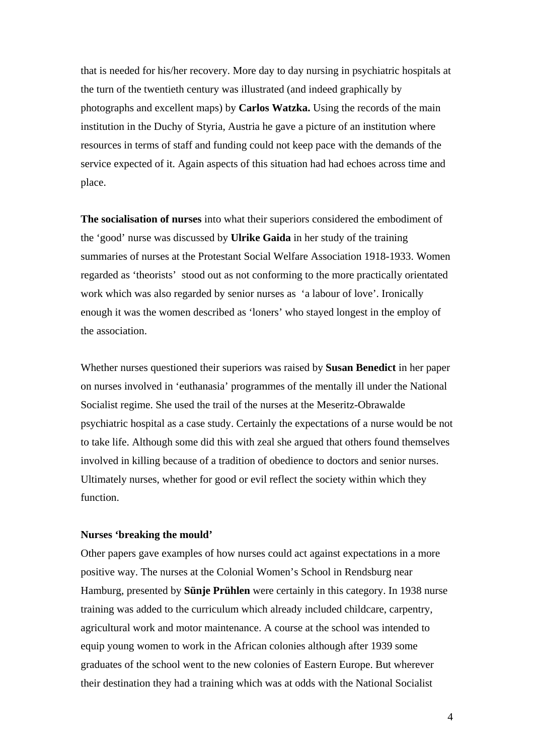that is needed for his/her recovery. More day to day nursing in psychiatric hospitals at the turn of the twentieth century was illustrated (and indeed graphically by photographs and excellent maps) by **Carlos Watzka.** Using the records of the main institution in the Duchy of Styria, Austria he gave a picture of an institution where resources in terms of staff and funding could not keep pace with the demands of the service expected of it. Again aspects of this situation had had echoes across time and place.

**The socialisation of nurses** into what their superiors considered the embodiment of the 'good' nurse was discussed by **Ulrike Gaida** in her study of the training summaries of nurses at the Protestant Social Welfare Association 1918-1933. Women regarded as 'theorists' stood out as not conforming to the more practically orientated work which was also regarded by senior nurses as 'a labour of love'. Ironically enough it was the women described as 'loners' who stayed longest in the employ of the association.

Whether nurses questioned their superiors was raised by **Susan Benedict** in her paper on nurses involved in 'euthanasia' programmes of the mentally ill under the National Socialist regime. She used the trail of the nurses at the Meseritz-Obrawalde psychiatric hospital as a case study. Certainly the expectations of a nurse would be not to take life. Although some did this with zeal she argued that others found themselves involved in killing because of a tradition of obedience to doctors and senior nurses. Ultimately nurses, whether for good or evil reflect the society within which they function.

**Nurses 'breaking the mould'**

Other papers gave examples of how nurses could act against expectations in a more positive way. The nurses at the Colonial Women's School in Rendsburg near Hamburg, presented by **Sünje Prühlen** were certainly in this category. In 1938 nurse training was added to the curriculum which already included childcare, carpentry, agricultural work and motor maintenance. A course at the school was intended to equip young women to work in the African colonies although after 1939 some graduates of the school went to the new colonies of Eastern Europe. But wherever their destination they had a training which was at odds with the National Socialist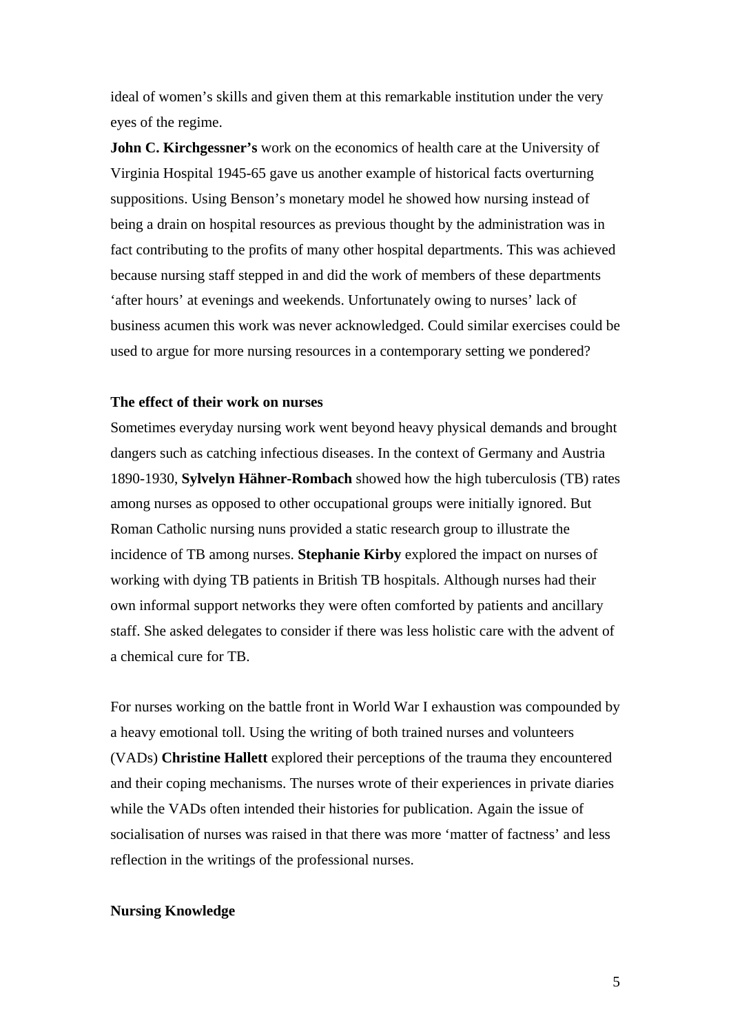ideal of women's skills and given them at this remarkable institution under the very eyes of the regime.

**John C. Kirchgessner's** work on the economics of health care at the University of Virginia Hospital 1945-65 gave us another example of historical facts overturning suppositions. Using Benson's monetary model he showed how nursing instead of being a drain on hospital resources as previous thought by the administration was in fact contributing to the profits of many other hospital departments. This was achieved because nursing staff stepped in and did the work of members of these departments 'after hours' at evenings and weekends. Unfortunately owing to nurses' lack of business acumen this work was never acknowledged. Could similar exercises could be used to argue for more nursing resources in a contemporary setting we pondered?

**The effect of their work on nurses**

Sometimes everyday nursing work went beyond heavy physical demands and brought dangers such as catching infectious diseases. In the context of Germany and Austria 1890-1930, **Sylvelyn Hähner-Rombach** showed how the high tuberculosis (TB) rates among nurses as opposed to other occupational groups were initially ignored. But Roman Catholic nursing nuns provided a static research group to illustrate the incidence of TB among nurses. **Stephanie Kirby** explored the impact on nurses of working with dying TB patients in British TB hospitals. Although nurses had their own informal support networks they were often comforted by patients and ancillary staff. She asked delegates to consider if there was less holistic care with the advent of a chemical cure for TB.

For nurses working on the battle front in World War I exhaustion was compounded by a heavy emotional toll. Using the writing of both trained nurses and volunteers (VADs) **Christine Hallett** explored their perceptions of the trauma they encountered and their coping mechanisms. The nurses wrote of their experiences in private diaries while the VADs often intended their histories for publication. Again the issue of socialisation of nurses was raised in that there was more 'matter of factness' and less reflection in the writings of the professional nurses.

**Nursing Knowledge**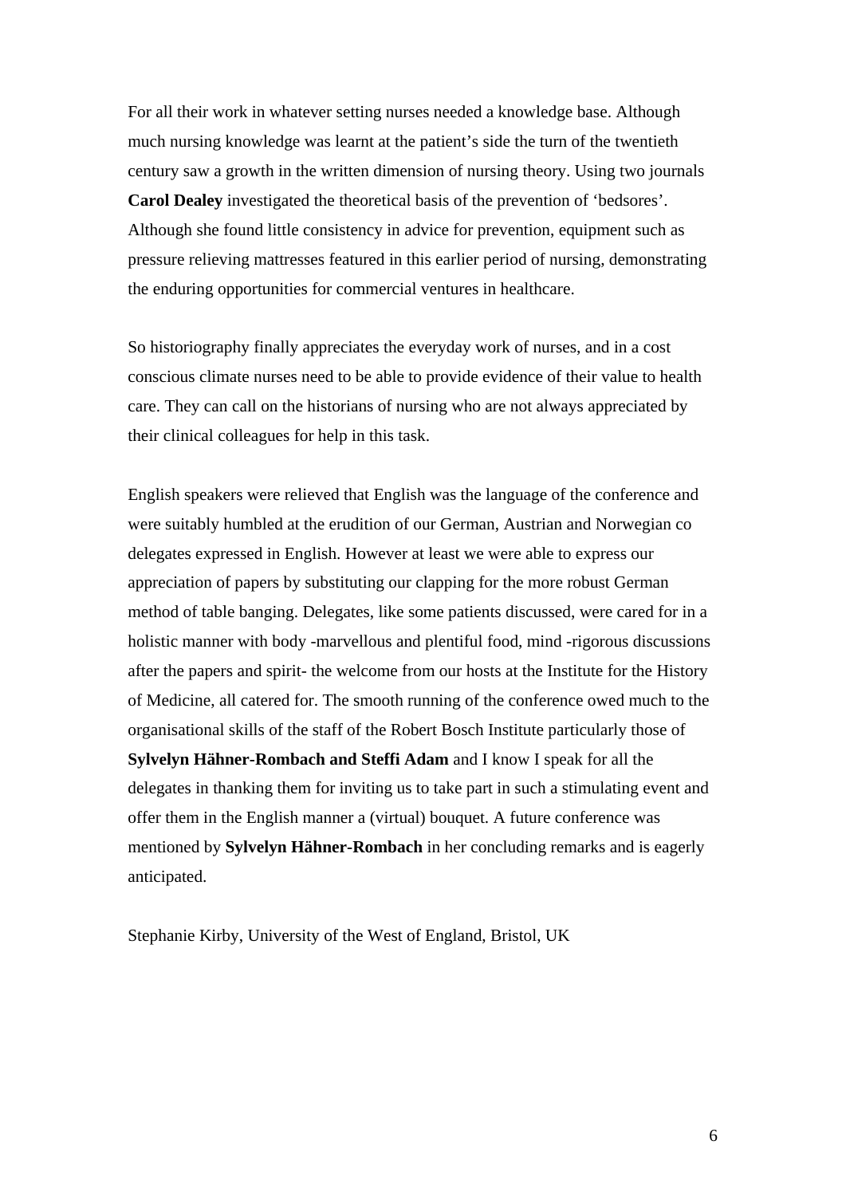For all their work in whatever setting nurses needed a knowledge base. Although much nursing knowledge was learnt at the patient's side the turn of the twentieth century saw a growth in the written dimension of nursing theory. Using two journals **Carol Dealey** investigated the theoretical basis of the prevention of 'bedsores'. Although she found little consistency in advice for prevention, equipment such as pressure relieving mattresses featured in this earlier period of nursing, demonstrating the enduring opportunities for commercial ventures in healthcare.

So historiography finally appreciates the everyday work of nurses, and in a cost conscious climate nurses need to be able to provide evidence of their value to health care. They can call on the historians of nursing who are not always appreciated by their clinical colleagues for help in this task.

English speakers were relieved that English was the language of the conference and were suitably humbled at the erudition of our German, Austrian and Norwegian co delegates expressed in English. However at least we were able to express our appreciation of papers by substituting our clapping for the more robust German method of table banging. Delegates, like some patients discussed, were cared for in a holistic manner with body -marvellous and plentiful food, mind -rigorous discussions after the papers and spirit- the welcome from our hosts at the Institute for the History of Medicine, all catered for. The smooth running of the conference owed much to the organisational skills of the staff of the Robert Bosch Institute particularly those of **Sylvelyn Hähner-Rombach and Steffi Adam** and I know I speak for all the delegates in thanking them for inviting us to take part in such a stimulating event and offer them in the English manner a (virtual) bouquet. A future conference was mentioned by **Sylvelyn Hähner-Rombach** in her concluding remarks and is eagerly anticipated.

Stephanie Kirby, University of the West of England, Bristol, UK